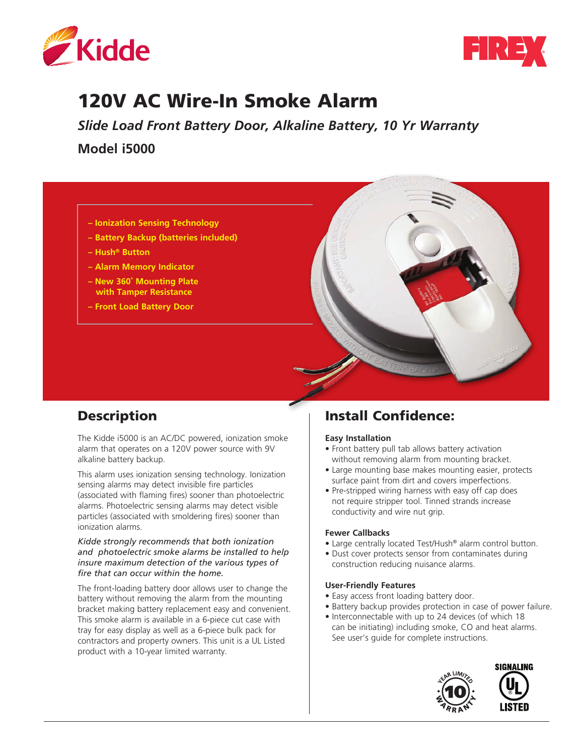Kidde

FIREX

# 120V AC Wire-In Smoke Alarm

***Slide Load Front Battery Door, Alkaline Battery, 10 Yr Warranty***

## Model i5000

- Ionization Sensing Technology
- Battery Backup (batteries included)
- Hush® Button
- Alarm Memory Indicator
- New 360˚ Mounting Plate with Tamper Resistance
- Front Load Battery Door

## Description

The Kidde i5000 is an AC/DC powered, ionization smoke alarm that operates on a 120V power source with 9V alkaline battery backup.

This alarm uses ionization sensing technology. Ionization sensing alarms may detect invisible fire particles (associated with flaming fires) sooner than photoelectric alarms. Photoelectric sensing alarms may detect visible particles (associated with smoldering fires) sooner than ionization alarms.

*Kidde strongly recommends that both ionization and photoelectric smoke alarms be installed to help insure maximum detection of the various types of fire that can occur within the home.*

The front-loading battery door allows user to change the battery without removing the alarm from the mounting bracket making battery replacement easy and convenient. This smoke alarm is available in a 6-piece cut case with tray for easy display as well as a 6-piece bulk pack for contractors and property owners. This unit is a UL Listed product with a 10-year limited warranty.

## Install Confidence:

**Easy Installation**

- Front battery pull tab allows battery activation without removing alarm from mounting bracket.
- Large mounting base makes mounting easier, protects surface paint from dirt and covers imperfections.
- Pre-stripped wiring harness with easy off cap does not require stripper tool. Tinned strands increase conductivity and wire nut grip.

**Fewer Callbacks**

- Large centrally located Test/Hush® alarm control button.
- Dust cover protects sensor from contaminates during construction reducing nuisance alarms.

**User-Friendly Features**

- Easy access front loading battery door.
- Battery backup provides protection in case of power failure.
- Interconnectable with up to 24 devices (of which 18 can be initiating) including smoke, CO and heat alarms. See user's guide for complete instructions.

10 YEAR LIMITED WARRANTY

SIGNALING UL LISTED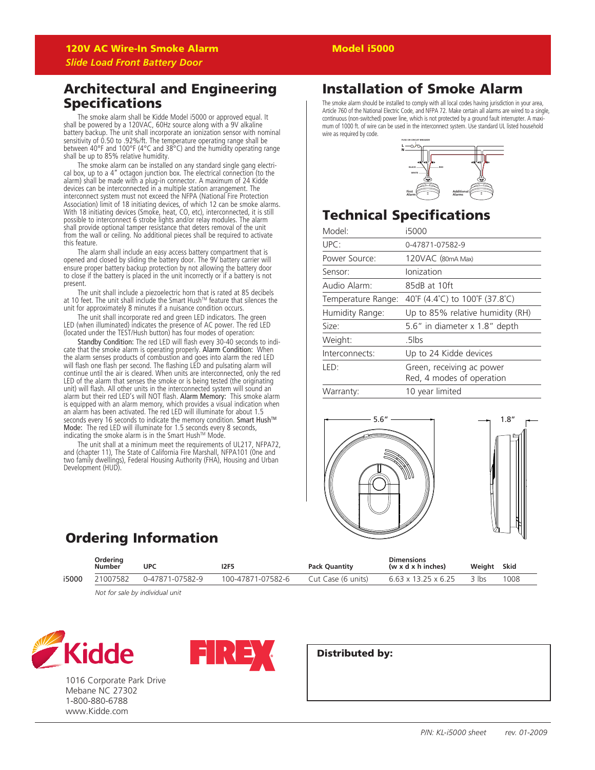**120V AC Wire-In Smoke Alarm**
*Slide Load Front Battery Door*

**Model i5000**

## Architectural and Engineering Specifications

The smoke alarm shall be Kidde Model i5000 or approved equal. It shall be powered by a 120VAC, 60Hz source along with a 9V alkaline battery backup. The unit shall incorporate an ionization sensor with nominal sensitivity of 0.50 to .92%/ft. The temperature operating range shall be between 40°F and 100°F (4°C and 38°C) and the humidity operating range shall be up to 85% relative humidity.

The smoke alarm can be installed on any standard single gang electrical box, up to a 4" octagon junction box. The electrical connection (to the alarm) shall be made with a plug-in connector. A maximum of 24 Kidde devices can be interconnected in a multiple station arrangement. The interconnect system must not exceed the NFPA (National Fire Protection Association) limit of 18 initiating devices, of which 12 can be smoke alarms. With 18 initiating devices (Smoke, heat, CO, etc), interconnected, it is still possible to interconnect 6 strobe lights and/or relay modules. The alarm shall provide optional tamper resistance that deters removal of the unit from the wall or ceiling. No additional pieces shall be required to activate this feature.

The alarm shall include an easy access battery compartment that is opened and closed by sliding the battery door. The 9V battery carrier will ensure proper battery backup protection by not allowing the battery door to close if the battery is placed in the unit incorrectly or if a battery is not present.

The unit shall include a piezoelectric horn that is rated at 85 decibels at 10 feet. The unit shall include the Smart Hush™ feature that silences the unit for approximately 8 minutes if a nuisance condition occurs.

The unit shall incorporate red and green LED indicators. The green LED (when illuminated) indicates the presence of AC power. The red LED (located under the TEST/Hush button) has four modes of operation:

Standby Condition: The red LED will flash every 30-40 seconds to indicate that the smoke alarm is operating properly. Alarm Condition: When the alarm senses products of combustion and goes into alarm the red LED will flash one flash per second. The flashing LED and pulsating alarm will continue until the air is cleared. When units are interconnected, only the red LED of the alarm that senses the smoke or is being tested (the originating unit) will flash. All other units in the interconnected system will sound an alarm but their red LED's will NOT flash. Alarm Memory: This smoke alarm is equipped with an alarm memory, which provides a visual indication when an alarm has been activated. The red LED will illuminate for about 1.5 seconds every 16 seconds to indicate the memory condition. Smart Hush™ Mode: The red LED will illuminate for 1.5 seconds every 8 seconds, indicating the smoke alarm is in the Smart Hush™ Mode.

The unit shall at a minimum meet the requirements of UL217, NFPA72, and (chapter 11), The State of California Fire Marshall, NFPA101 (One and two family dwellings), Federal Housing Authority (FHA), Housing and Urban Development (HUD).

## Installation of Smoke Alarm

The smoke alarm should be installed to comply with all local codes having jurisdiction in your area, Article 760 of the National Electric Code, and NFPA 72. Make certain all alarms are wired to a single, continuous (non-switched) power line, which is not protected by a ground fault interrupter. A maximum of 1000 ft. of wire can be used in the interconnect system. Use standard UL listed household wire as required by code.

FUSE OR CIRCUIT BREAKER
L
N
BLACK
RED
WHITE
First Alarm
Additional Alarms

## Technical Specifications

| | |
|---|---|
| Model: | i5000 |
| UPC: | 0-47871-07582-9 |
| Power Source: | 120VAC (80mA Max) |
| Sensor: | Ionization |
| Audio Alarm: | 85dB at 10ft |
| Temperature Range: | 40˚F (4.4˚C) to 100˚F (37.8˚C) |
| Humidity Range: | Up to 85% relative humidity (RH) |
| Size: | 5.6" in diameter x 1.8" depth |
| Weight: | .5lbs |
| Interconnects: | Up to 24 Kidde devices |
| LED: | Green, receiving ac power<br>Red, 4 modes of operation |
| Warranty: | 10 year limited |

5.6"

1.8"

## Ordering Information

| | Ordering Number | UPC | I2F5 | Pack Quantity | Dimensions (w x d x h inches) | Weight | Skid |
|---|---|---|---|---|---|---|---|
| i5000 | 21007582 | 0-47871-07582-9 | 100-47871-07582-6 | Cut Case (6 units) | 6.63 x 13.25 x 6.25 | 3 lbs | 1008 |

*Not for sale by individual unit*

Kidde

FIREX

1016 Corporate Park Drive
Mebane NC 27302
1-800-880-6788
www.Kidde.com

**Distributed by:**

*P/N: KL-i5000 sheet rev. 01-2009*